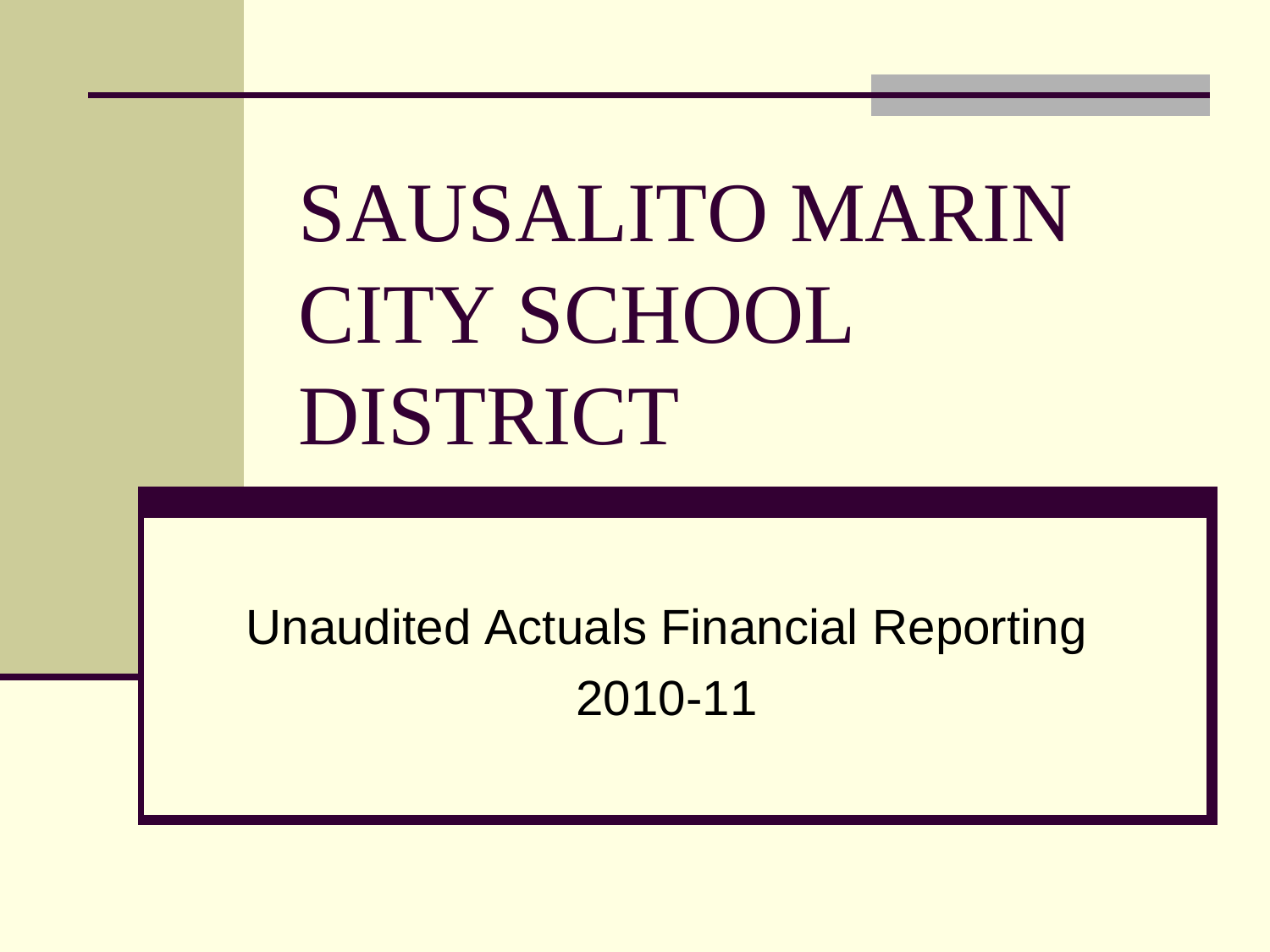# SAUSALITO MARIN CITY SCHOOL DISTRICT

Unaudited Actuals Financial Reporting

2010-11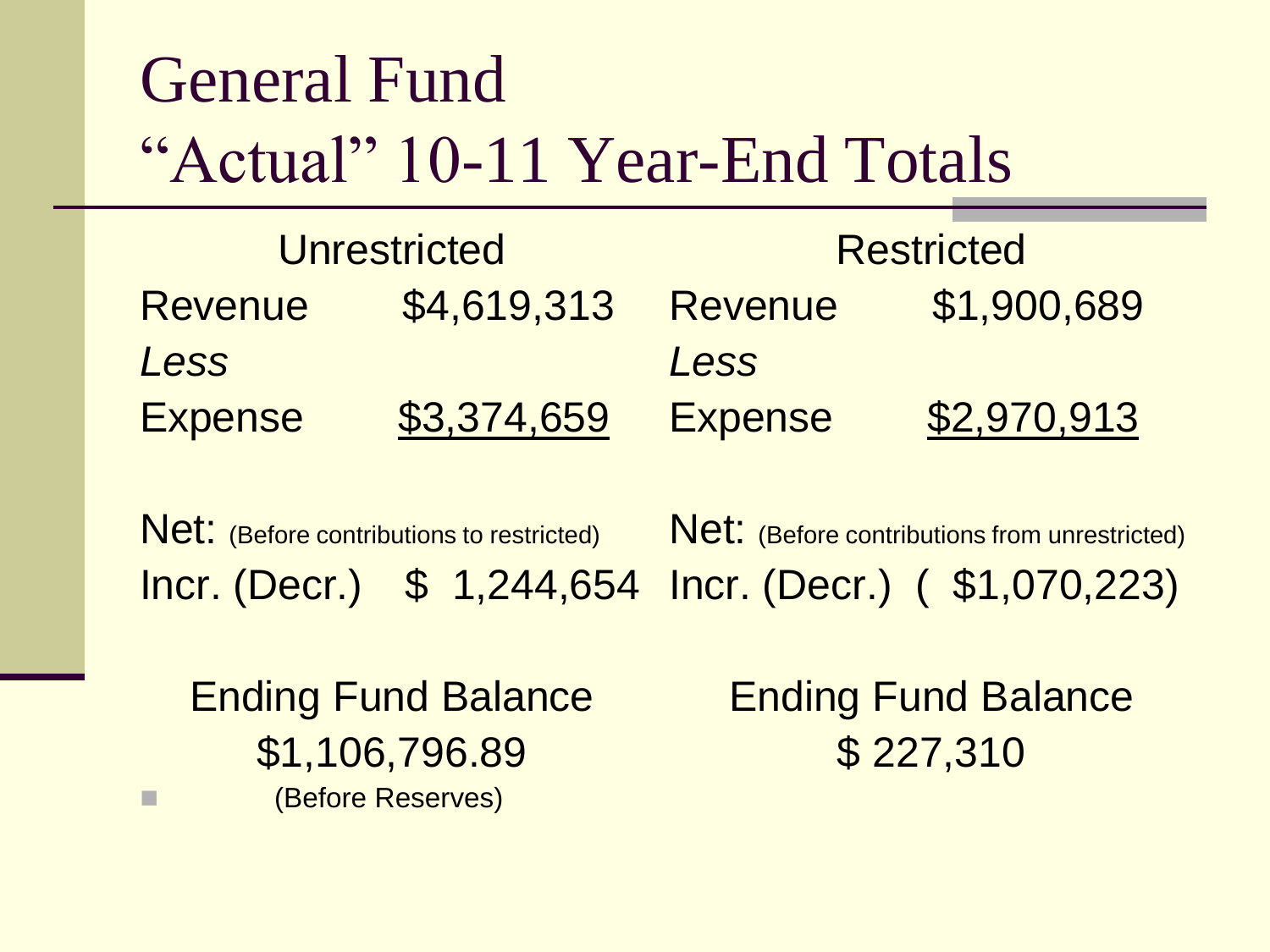# General Fund
# "Actual" 10-11 Year-End Totals

| Unrestricted | | Restricted | |
|---|---|---|---|
| Revenue | $4,619,313 | Revenue | $1,900,689 |
| *Less* | | *Less* | |
| Expense | $3,374,659 | Expense | $2,970,913 |
| Net: (Before contributions to restricted) | | Net: (Before contributions from unrestricted) | |
| Incr. (Decr.) | $ 1,244,654 | Incr. (Decr.) | ( $1,070,223) |

Ending Fund Balance
$1,106,796.89
(Before Reserves)

Ending Fund Balance
$ 227,310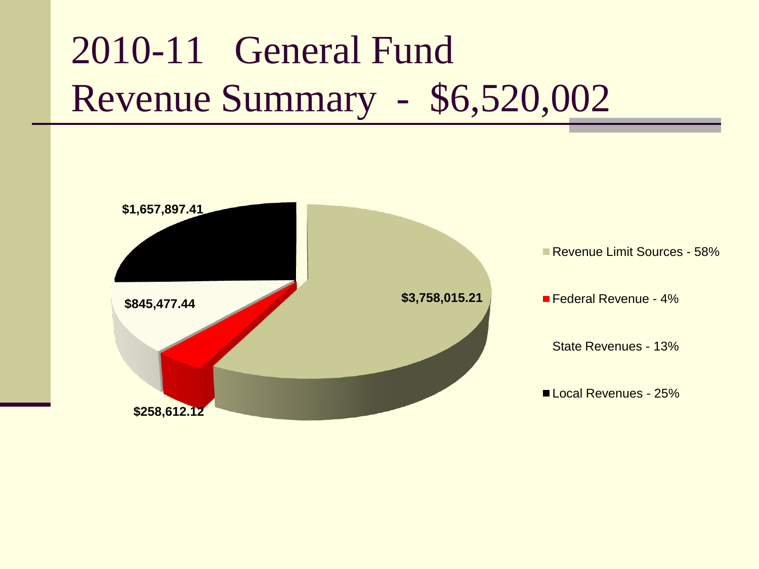# 2010-11 General Fund Revenue Summary - $6,520,002

| Revenue Source | Amount |
| --- | --- |
| Revenue Limit Sources - 58% | $3,758,015.21 |
| Federal Revenue - 4% | $258,612.12 |
| State Revenues - 13% | $845,477.44 |
| Local Revenues - 25% | $1,657,897.41 |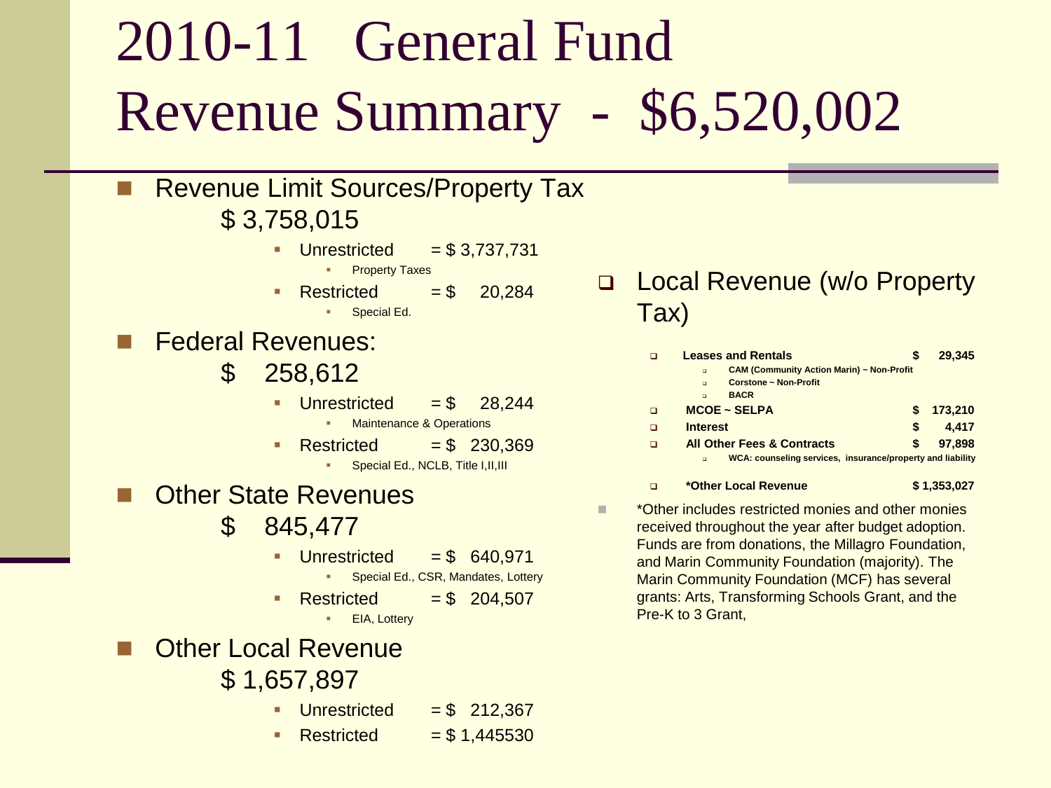# 2010-11 General Fund Revenue Summary - $6,520,002

- Revenue Limit Sources/Property Tax
  $ 3,758,015
  - Unrestricted = $ 3,737,731
    - Property Taxes
  - Restricted = $ 20,284
    - Special Ed.
- Federal Revenues:
  $ 258,612
  - Unrestricted = $ 28,244
    - Maintenance & Operations
  - Restricted = $ 230,369
    - Special Ed., NCLB, Title I,II,III
- Other State Revenues
  $ 845,477
  - Unrestricted = $ 640,971
    - Special Ed., CSR, Mandates, Lottery
  - Restricted = $ 204,507
    - EIA, Lottery
- Other Local Revenue
  $ 1,657,897
  - Unrestricted = $ 212,367
  - Restricted = $ 1,445530

- Local Revenue (w/o Property Tax)
  - **Leases and Rentals** **$ 29,345**
    - **CAM (Community Action Marin) ~ Non-Profit**
    - **Corstone ~ Non-Profit**
    - **BACR**
  - **MCOE ~ SELPA** **$ 173,210**
  - **Interest** **$ 4,417**
  - **All Other Fees & Contracts** **$ 97,898**
    - **WCA: counseling services, insurance/property and liability**
  - ***Other Local Revenue** **$ 1,353,027**

- *Other includes restricted monies and other monies received throughout the year after budget adoption. Funds are from donations, the Millagro Foundation, and Marin Community Foundation (majority). The Marin Community Foundation (MCF) has several grants: Arts, Transforming Schools Grant, and the Pre-K to 3 Grant,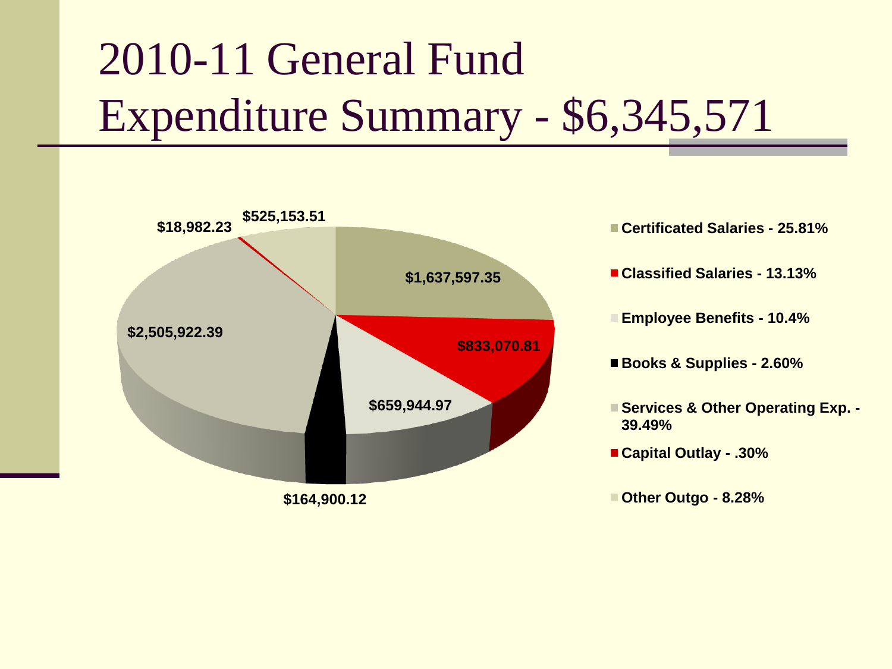# 2010-11 General Fund Expenditure Summary - $6,345,571

| Category | Amount | Percentage |
|---|---|---|
| Certificated Salaries | $1,637,597.35 | 25.81% |
| Classified Salaries | $833,070.81 | 13.13% |
| Employee Benefits | $659,944.97 | 10.4% |
| Books & Supplies | $164,900.12 | 2.60% |
| Services & Other Operating Exp. | $2,505,922.39 | 39.49% |
| Capital Outlay | $18,982.23 | .30% |
| Other Outgo | $525,153.51 | 8.28% |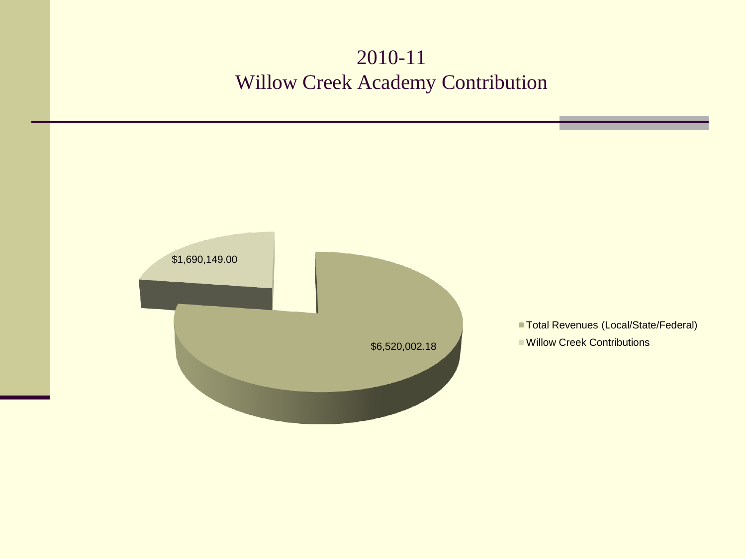# 2010-11
# Willow Creek Academy Contribution

$1,690,149.00

$6,520,002.18

- Total Revenues (Local/State/Federal)
- Willow Creek Contributions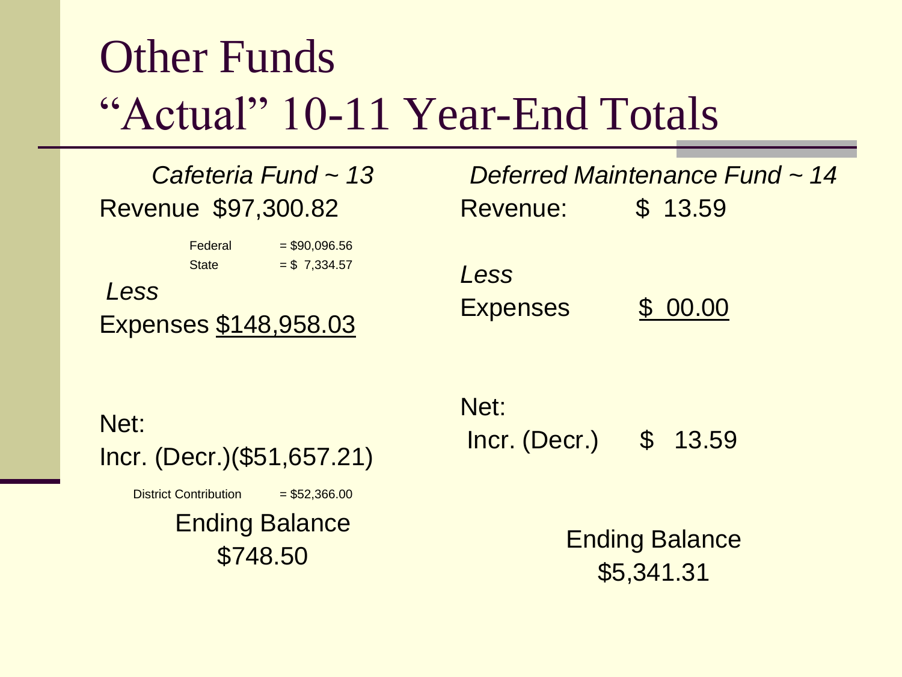# Other Funds
# "Actual" 10-11 Year-End Totals

*Cafeteria Fund ~ 13*

Revenue $97,300.82

Federal = $90,096.56

State = $ 7,334.57

*Less*

Expenses $148,958.03

Net:

Incr. (Decr.)($51,657.21)

District Contribution = $52,366.00

Ending Balance

$748.50

*Deferred Maintenance Fund ~ 14*

Revenue: $ 13.59

*Less*

Expenses $ 00.00

Net:

Incr. (Decr.) $ 13.59

Ending Balance

$5,341.31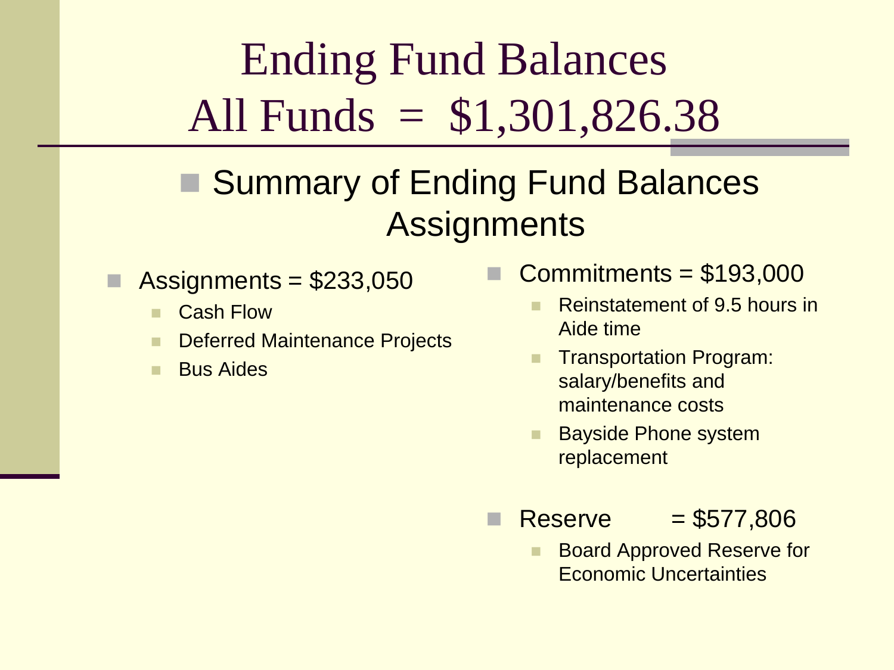# Ending Fund Balances All Funds = $1,301,826.38

## Summary of Ending Fund Balances Assignments

- Assignments = $233,050
  - Cash Flow
  - Deferred Maintenance Projects
  - Bus Aides

- Commitments = $193,000
  - Reinstatement of 9.5 hours in Aide time
  - Transportation Program: salary/benefits and maintenance costs
  - Bayside Phone system replacement

- Reserve = $577,806
  - Board Approved Reserve for Economic Uncertainties